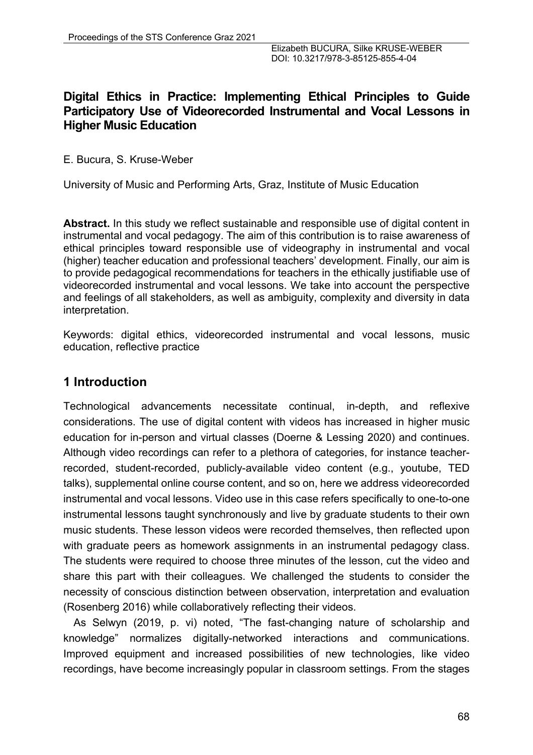# Digital Ethics in Practice: Implementing Ethical Principles to Guide Participatory Use of Videorecorded Instrumental and Vocal Lessons in Higher Music Education

E. Bucura, S. Kruse-Weber

University of Music and Performing Arts, Graz, Institute of Music Education

**Abstract.** In this study we reflect sustainable and responsible use of digital content in instrumental and vocal pedagogy. The aim of this contribution is to raise awareness of ethical principles toward responsible use of videography in instrumental and vocal (higher) teacher education and professional teachers' development. Finally, our aim is to provide pedagogical recommendations for teachers in the ethically justifiable use of videorecorded instrumental and vocal lessons. We take into account the perspective and feelings of all stakeholders, as well as ambiguity, complexity and diversity in data interpretation.

Keywords: digital ethics, videorecorded instrumental and vocal lessons, music education, reflective practice

## 1 Introduction

Technological advancements necessitate continual, in-depth, and reflexive considerations. The use of digital content with videos has increased in higher music education for in-person and virtual classes (Doerne & Lessing 2020) and continues. Although video recordings can refer to a plethora of categories, for instance teacher-recorded, student-recorded, publicly-available video content (e.g., youtube, TED talks), supplemental online course content, and so on, here we address videorecorded instrumental and vocal lessons. Video use in this case refers specifically to one-to-one instrumental lessons taught synchronously and live by graduate students to their own music students. These lesson videos were recorded themselves, then reflected upon with graduate peers as homework assignments in an instrumental pedagogy class. The students were required to choose three minutes of the lesson, cut the video and share this part with their colleagues. We challenged the students to consider the necessity of conscious distinction between observation, interpretation and evaluation (Rosenberg 2016) while collaboratively reflecting their videos.

As Selwyn (2019, p. vi) noted, "The fast-changing nature of scholarship and knowledge" normalizes digitally-networked interactions and communications. Improved equipment and increased possibilities of new technologies, like video recordings, have become increasingly popular in classroom settings. From the stages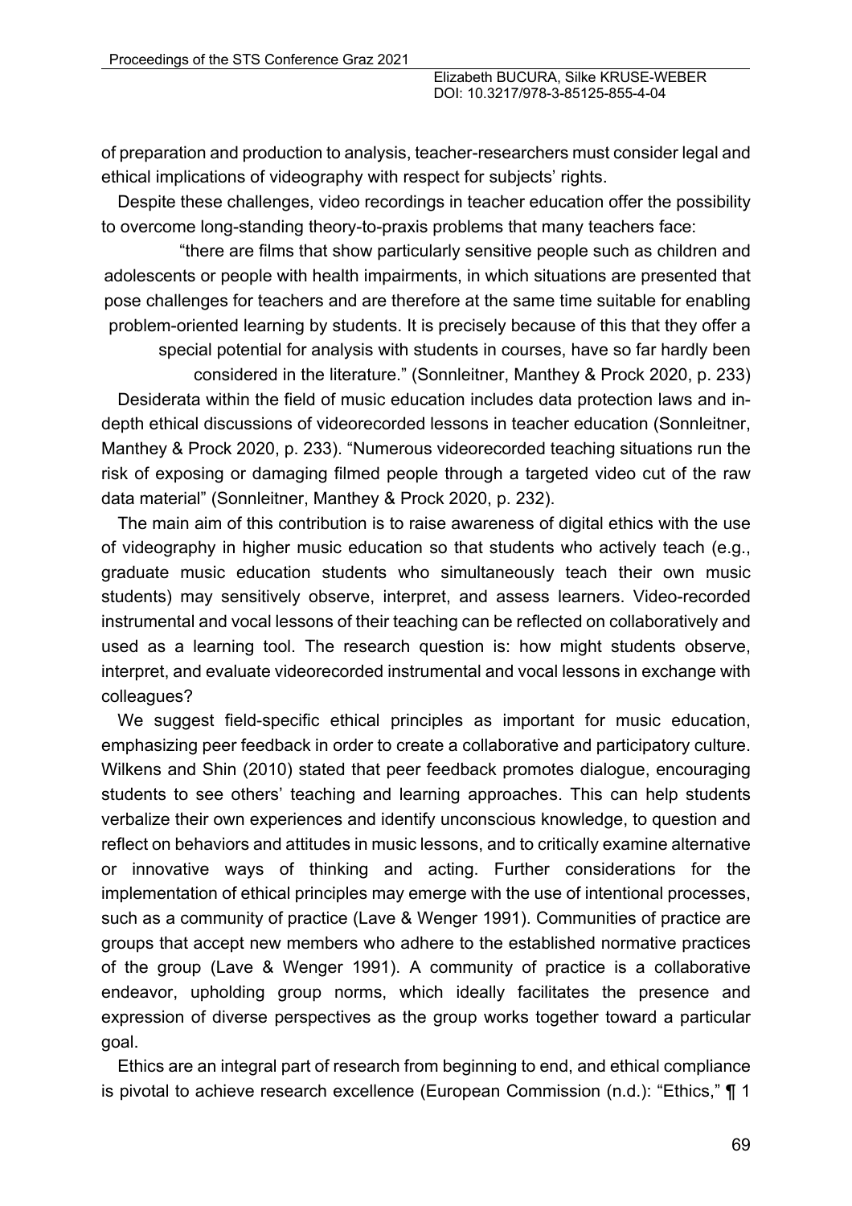of preparation and production to analysis, teacher-researchers must consider legal and ethical implications of videography with respect for subjects' rights.

Despite these challenges, video recordings in teacher education offer the possibility to overcome long-standing theory-to-praxis problems that many teachers face:

> "there are films that show particularly sensitive people such as children and adolescents or people with health impairments, in which situations are presented that pose challenges for teachers and are therefore at the same time suitable for enabling problem-oriented learning by students. It is precisely because of this that they offer a special potential for analysis with students in courses, have so far hardly been considered in the literature." (Sonnleitner, Manthey & Prock 2020, p. 233)

Desiderata within the field of music education includes data protection laws and in-depth ethical discussions of videorecorded lessons in teacher education (Sonnleitner, Manthey & Prock 2020, p. 233). "Numerous videorecorded teaching situations run the risk of exposing or damaging filmed people through a targeted video cut of the raw data material" (Sonnleitner, Manthey & Prock 2020, p. 232).

The main aim of this contribution is to raise awareness of digital ethics with the use of videography in higher music education so that students who actively teach (e.g., graduate music education students who simultaneously teach their own music students) may sensitively observe, interpret, and assess learners. Video-recorded instrumental and vocal lessons of their teaching can be reflected on collaboratively and used as a learning tool. The research question is: how might students observe, interpret, and evaluate videorecorded instrumental and vocal lessons in exchange with colleagues?

We suggest field-specific ethical principles as important for music education, emphasizing peer feedback in order to create a collaborative and participatory culture. Wilkens and Shin (2010) stated that peer feedback promotes dialogue, encouraging students to see others' teaching and learning approaches. This can help students verbalize their own experiences and identify unconscious knowledge, to question and reflect on behaviors and attitudes in music lessons, and to critically examine alternative or innovative ways of thinking and acting. Further considerations for the implementation of ethical principles may emerge with the use of intentional processes, such as a community of practice (Lave & Wenger 1991). Communities of practice are groups that accept new members who adhere to the established normative practices of the group (Lave & Wenger 1991). A community of practice is a collaborative endeavor, upholding group norms, which ideally facilitates the presence and expression of diverse perspectives as the group works together toward a particular goal.

Ethics are an integral part of research from beginning to end, and ethical compliance is pivotal to achieve research excellence (European Commission (n.d.): "Ethics," ¶ 1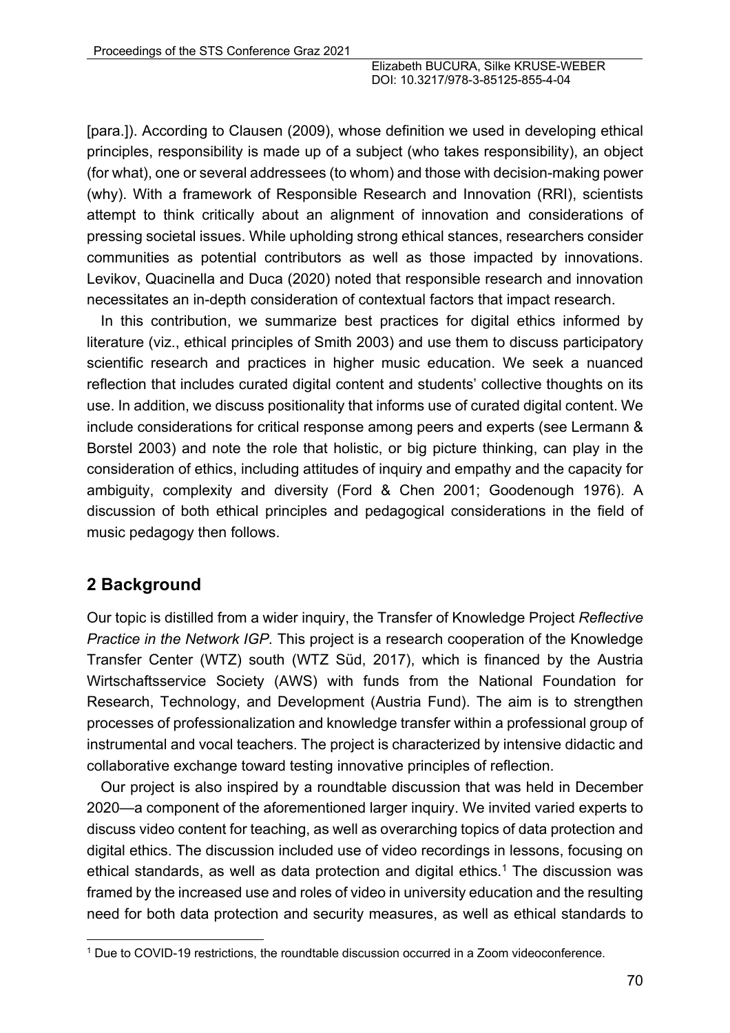[para.]). According to Clausen (2009), whose definition we used in developing ethical principles, responsibility is made up of a subject (who takes responsibility), an object (for what), one or several addressees (to whom) and those with decision-making power (why). With a framework of Responsible Research and Innovation (RRI), scientists attempt to think critically about an alignment of innovation and considerations of pressing societal issues. While upholding strong ethical stances, researchers consider communities as potential contributors as well as those impacted by innovations. Levikov, Quacinella and Duca (2020) noted that responsible research and innovation necessitates an in-depth consideration of contextual factors that impact research.

In this contribution, we summarize best practices for digital ethics informed by literature (viz., ethical principles of Smith 2003) and use them to discuss participatory scientific research and practices in higher music education. We seek a nuanced reflection that includes curated digital content and students' collective thoughts on its use. In addition, we discuss positionality that informs use of curated digital content. We include considerations for critical response among peers and experts (see Lermann & Borstel 2003) and note the role that holistic, or big picture thinking, can play in the consideration of ethics, including attitudes of inquiry and empathy and the capacity for ambiguity, complexity and diversity (Ford & Chen 2001; Goodenough 1976). A discussion of both ethical principles and pedagogical considerations in the field of music pedagogy then follows.

## 2 Background

Our topic is distilled from a wider inquiry, the Transfer of Knowledge Project *Reflective Practice in the Network IGP.* This project is a research cooperation of the Knowledge Transfer Center (WTZ) south (WTZ Süd, 2017), which is financed by the Austria Wirtschaftsservice Society (AWS) with funds from the National Foundation for Research, Technology, and Development (Austria Fund). The aim is to strengthen processes of professionalization and knowledge transfer within a professional group of instrumental and vocal teachers. The project is characterized by intensive didactic and collaborative exchange toward testing innovative principles of reflection.

Our project is also inspired by a roundtable discussion that was held in December 2020—a component of the aforementioned larger inquiry. We invited varied experts to discuss video content for teaching, as well as overarching topics of data protection and digital ethics. The discussion included use of video recordings in lessons, focusing on ethical standards, as well as data protection and digital ethics.[1] The discussion was framed by the increased use and roles of video in university education and the resulting need for both data protection and security measures, as well as ethical standards to

[1] Due to COVID-19 restrictions, the roundtable discussion occurred in a Zoom videoconference.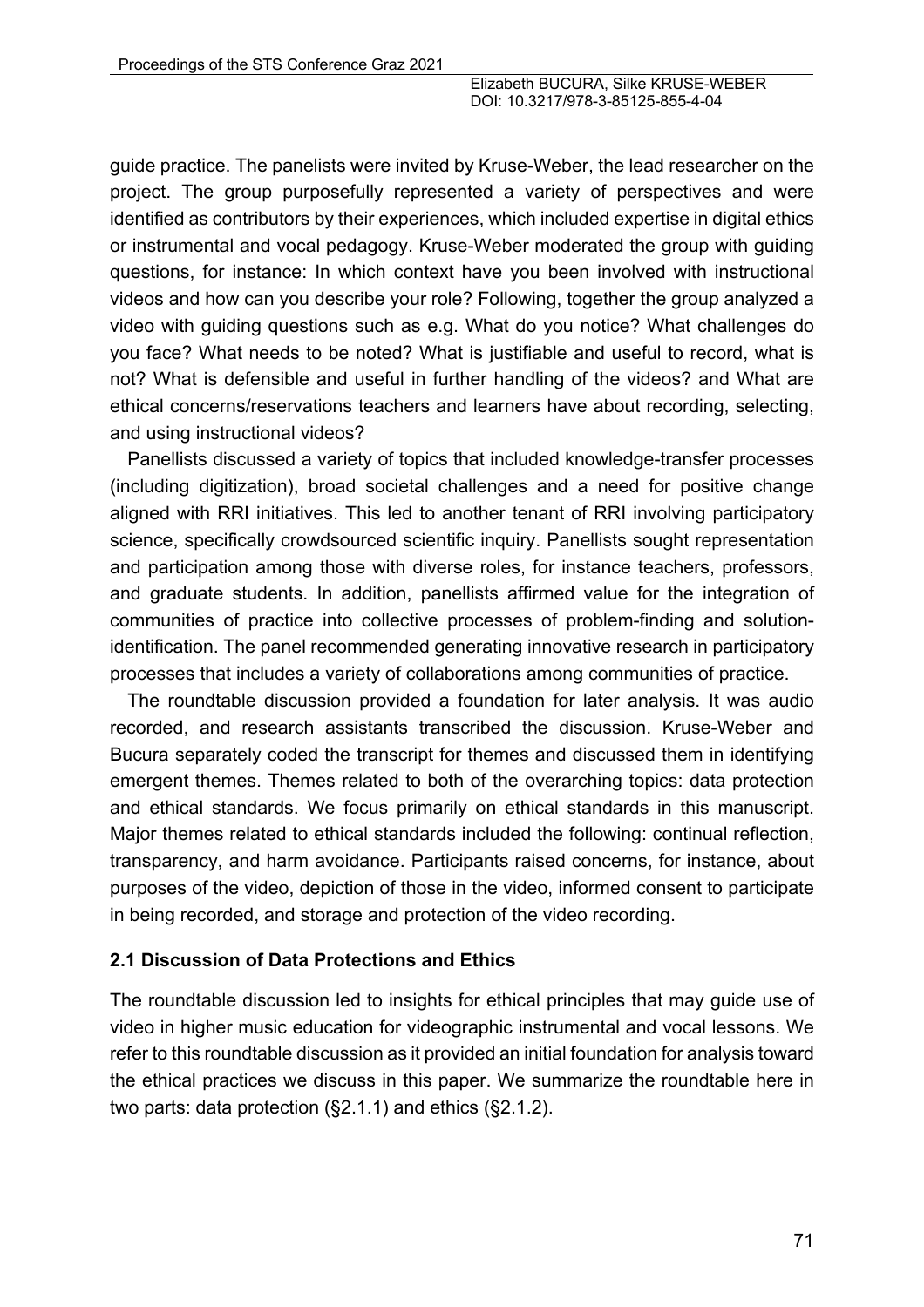guide practice. The panelists were invited by Kruse-Weber, the lead researcher on the project. The group purposefully represented a variety of perspectives and were identified as contributors by their experiences, which included expertise in digital ethics or instrumental and vocal pedagogy. Kruse-Weber moderated the group with guiding questions, for instance: In which context have you been involved with instructional videos and how can you describe your role? Following, together the group analyzed a video with guiding questions such as e.g. What do you notice? What challenges do you face? What needs to be noted? What is justifiable and useful to record, what is not? What is defensible and useful in further handling of the videos? and What are ethical concerns/reservations teachers and learners have about recording, selecting, and using instructional videos?

Panellists discussed a variety of topics that included knowledge-transfer processes (including digitization), broad societal challenges and a need for positive change aligned with RRI initiatives. This led to another tenant of RRI involving participatory science, specifically crowdsourced scientific inquiry. Panellists sought representation and participation among those with diverse roles, for instance teachers, professors, and graduate students. In addition, panellists affirmed value for the integration of communities of practice into collective processes of problem-finding and solution-identification. The panel recommended generating innovative research in participatory processes that includes a variety of collaborations among communities of practice.

The roundtable discussion provided a foundation for later analysis. It was audio recorded, and research assistants transcribed the discussion. Kruse-Weber and Bucura separately coded the transcript for themes and discussed them in identifying emergent themes. Themes related to both of the overarching topics: data protection and ethical standards. We focus primarily on ethical standards in this manuscript. Major themes related to ethical standards included the following: continual reflection, transparency, and harm avoidance. Participants raised concerns, for instance, about purposes of the video, depiction of those in the video, informed consent to participate in being recorded, and storage and protection of the video recording.

### 2.1 Discussion of Data Protections and Ethics

The roundtable discussion led to insights for ethical principles that may guide use of video in higher music education for videographic instrumental and vocal lessons. We refer to this roundtable discussion as it provided an initial foundation for analysis toward the ethical practices we discuss in this paper. We summarize the roundtable here in two parts: data protection (§2.1.1) and ethics (§2.1.2).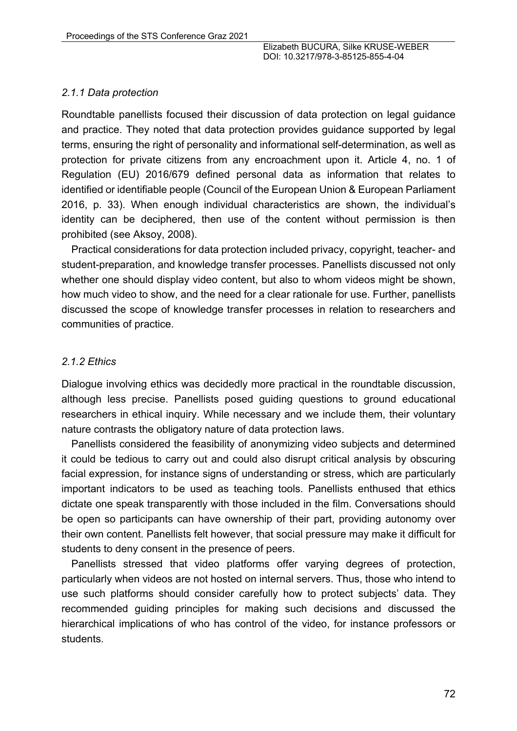### *2.1.1 Data protection*

Roundtable panellists focused their discussion of data protection on legal guidance and practice. They noted that data protection provides guidance supported by legal terms, ensuring the right of personality and informational self-determination, as well as protection for private citizens from any encroachment upon it. Article 4, no. 1 of Regulation (EU) 2016/679 defined personal data as information that relates to identified or identifiable people (Council of the European Union & European Parliament 2016, p. 33). When enough individual characteristics are shown, the individual's identity can be deciphered, then use of the content without permission is then prohibited (see Aksoy, 2008).

Practical considerations for data protection included privacy, copyright, teacher- and student-preparation, and knowledge transfer processes. Panellists discussed not only whether one should display video content, but also to whom videos might be shown, how much video to show, and the need for a clear rationale for use. Further, panellists discussed the scope of knowledge transfer processes in relation to researchers and communities of practice.

### *2.1.2 Ethics*

Dialogue involving ethics was decidedly more practical in the roundtable discussion, although less precise. Panellists posed guiding questions to ground educational researchers in ethical inquiry. While necessary and we include them, their voluntary nature contrasts the obligatory nature of data protection laws.

Panellists considered the feasibility of anonymizing video subjects and determined it could be tedious to carry out and could also disrupt critical analysis by obscuring facial expression, for instance signs of understanding or stress, which are particularly important indicators to be used as teaching tools. Panellists enthused that ethics dictate one speak transparently with those included in the film. Conversations should be open so participants can have ownership of their part, providing autonomy over their own content. Panellists felt however, that social pressure may make it difficult for students to deny consent in the presence of peers.

Panellists stressed that video platforms offer varying degrees of protection, particularly when videos are not hosted on internal servers. Thus, those who intend to use such platforms should consider carefully how to protect subjects' data. They recommended guiding principles for making such decisions and discussed the hierarchical implications of who has control of the video, for instance professors or students.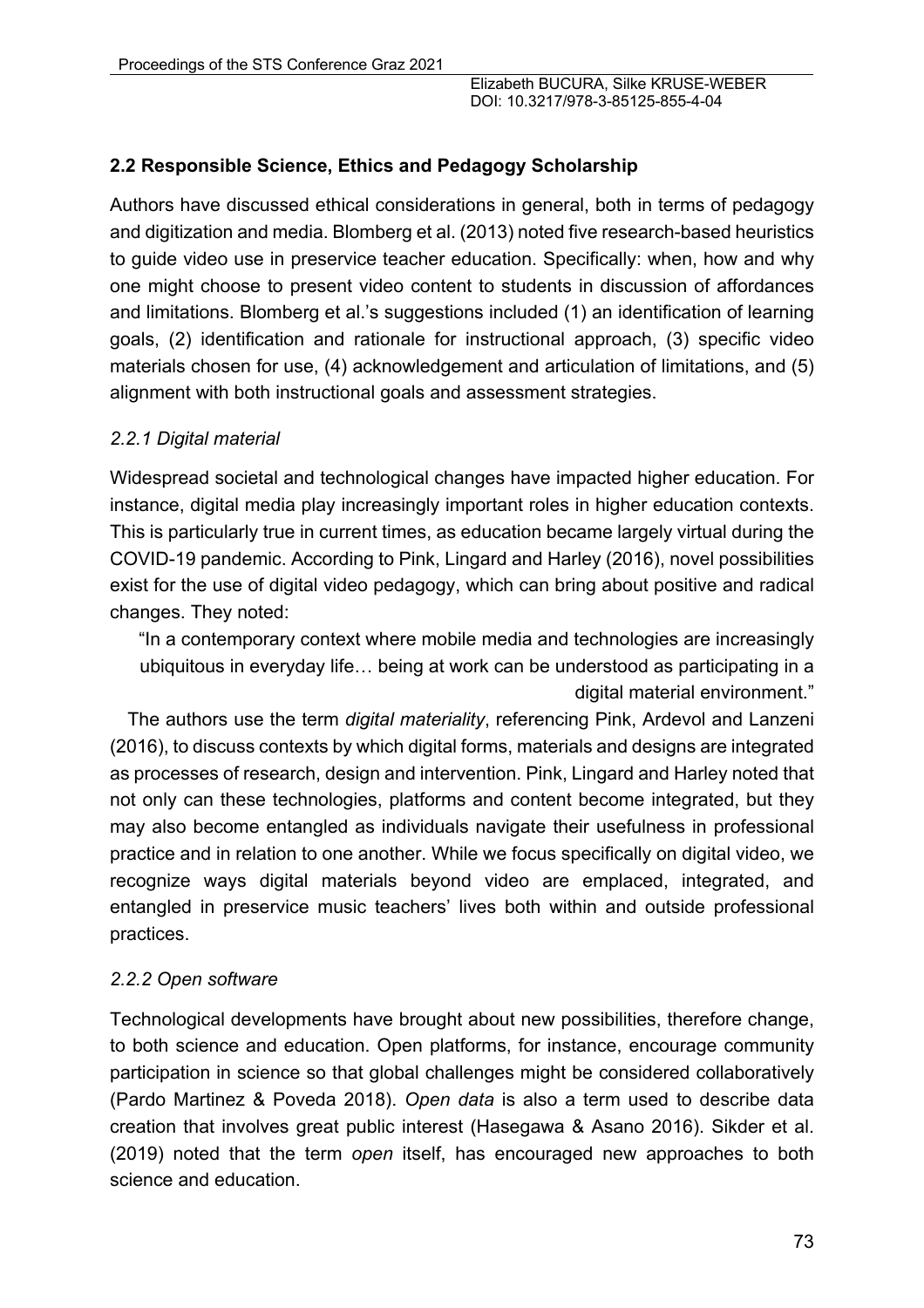## 2.2 Responsible Science, Ethics and Pedagogy Scholarship

Authors have discussed ethical considerations in general, both in terms of pedagogy and digitization and media. Blomberg et al. (2013) noted five research-based heuristics to guide video use in preservice teacher education. Specifically: when, how and why one might choose to present video content to students in discussion of affordances and limitations. Blomberg et al.'s suggestions included (1) an identification of learning goals, (2) identification and rationale for instructional approach, (3) specific video materials chosen for use, (4) acknowledgement and articulation of limitations, and (5) alignment with both instructional goals and assessment strategies.

### *2.2.1 Digital material*

Widespread societal and technological changes have impacted higher education. For instance, digital media play increasingly important roles in higher education contexts. This is particularly true in current times, as education became largely virtual during the COVID-19 pandemic. According to Pink, Lingard and Harley (2016), novel possibilities exist for the use of digital video pedagogy, which can bring about positive and radical changes. They noted:

> "In a contemporary context where mobile media and technologies are increasingly ubiquitous in everyday life… being at work can be understood as participating in a digital material environment."

The authors use the term *digital materiality*, referencing Pink, Ardevol and Lanzeni (2016), to discuss contexts by which digital forms, materials and designs are integrated as processes of research, design and intervention. Pink, Lingard and Harley noted that not only can these technologies, platforms and content become integrated, but they may also become entangled as individuals navigate their usefulness in professional practice and in relation to one another. While we focus specifically on digital video, we recognize ways digital materials beyond video are emplaced, integrated, and entangled in preservice music teachers' lives both within and outside professional practices.

### *2.2.2 Open software*

Technological developments have brought about new possibilities, therefore change, to both science and education. Open platforms, for instance, encourage community participation in science so that global challenges might be considered collaboratively (Pardo Martinez & Poveda 2018). *Open data* is also a term used to describe data creation that involves great public interest (Hasegawa & Asano 2016). Sikder et al. (2019) noted that the term *open* itself, has encouraged new approaches to both science and education.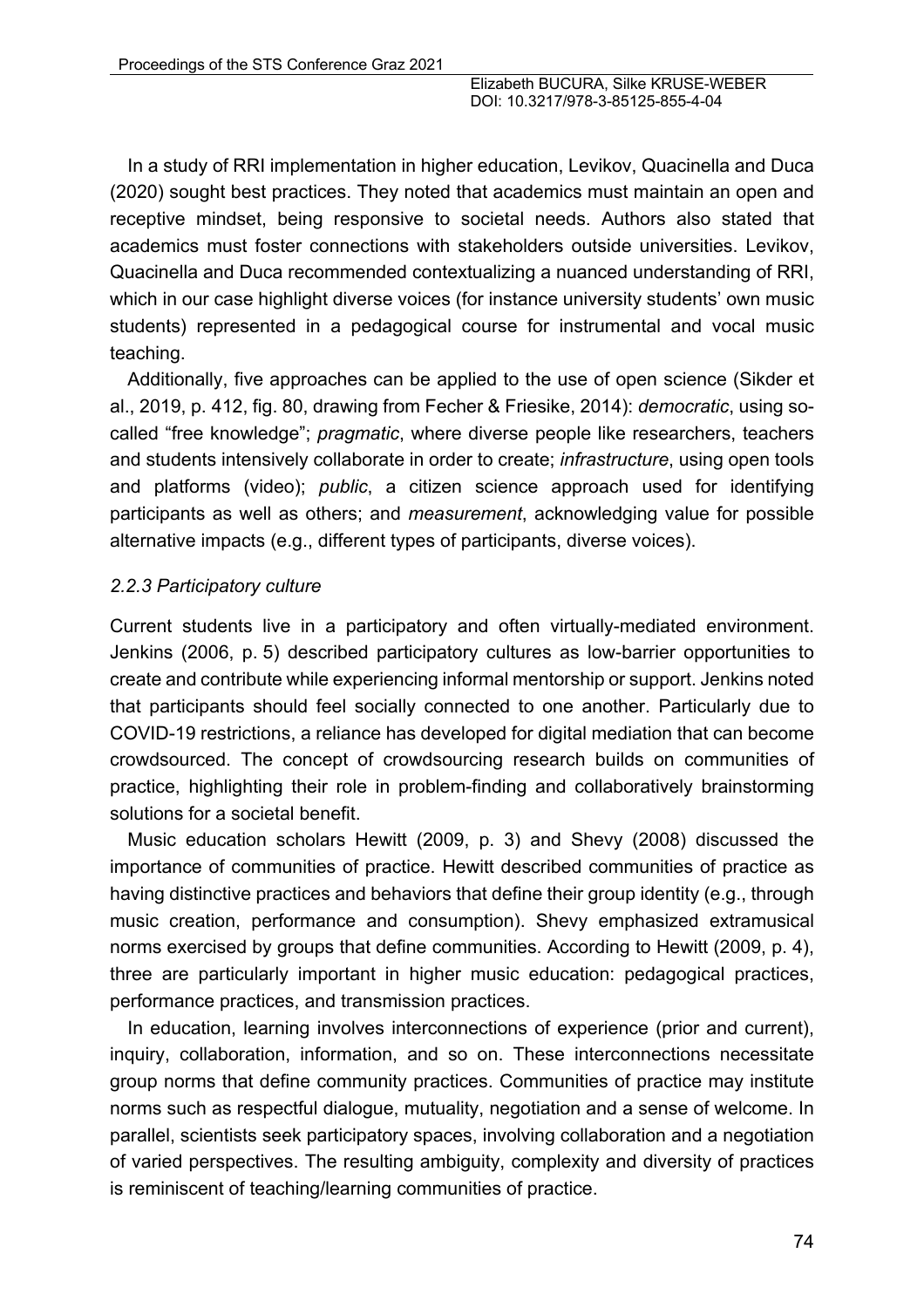In a study of RRI implementation in higher education, Levikov, Quacinella and Duca (2020) sought best practices. They noted that academics must maintain an open and receptive mindset, being responsive to societal needs. Authors also stated that academics must foster connections with stakeholders outside universities. Levikov, Quacinella and Duca recommended contextualizing a nuanced understanding of RRI, which in our case highlight diverse voices (for instance university students' own music students) represented in a pedagogical course for instrumental and vocal music teaching.

Additionally, five approaches can be applied to the use of open science (Sikder et al., 2019, p. 412, fig. 80, drawing from Fecher & Friesike, 2014): *democratic*, using so-called "free knowledge"; *pragmatic*, where diverse people like researchers, teachers and students intensively collaborate in order to create; *infrastructure*, using open tools and platforms (video); *public*, a citizen science approach used for identifying participants as well as others; and *measurement*, acknowledging value for possible alternative impacts (e.g., different types of participants, diverse voices).

### *2.2.3 Participatory culture*

Current students live in a participatory and often virtually-mediated environment. Jenkins (2006, p. 5) described participatory cultures as low-barrier opportunities to create and contribute while experiencing informal mentorship or support. Jenkins noted that participants should feel socially connected to one another. Particularly due to COVID-19 restrictions, a reliance has developed for digital mediation that can become crowdsourced. The concept of crowdsourcing research builds on communities of practice, highlighting their role in problem-finding and collaboratively brainstorming solutions for a societal benefit.

Music education scholars Hewitt (2009, p. 3) and Shevy (2008) discussed the importance of communities of practice. Hewitt described communities of practice as having distinctive practices and behaviors that define their group identity (e.g., through music creation, performance and consumption). Shevy emphasized extramusical norms exercised by groups that define communities. According to Hewitt (2009, p. 4), three are particularly important in higher music education: pedagogical practices, performance practices, and transmission practices.

In education, learning involves interconnections of experience (prior and current), inquiry, collaboration, information, and so on. These interconnections necessitate group norms that define community practices. Communities of practice may institute norms such as respectful dialogue, mutuality, negotiation and a sense of welcome. In parallel, scientists seek participatory spaces, involving collaboration and a negotiation of varied perspectives. The resulting ambiguity, complexity and diversity of practices is reminiscent of teaching/learning communities of practice.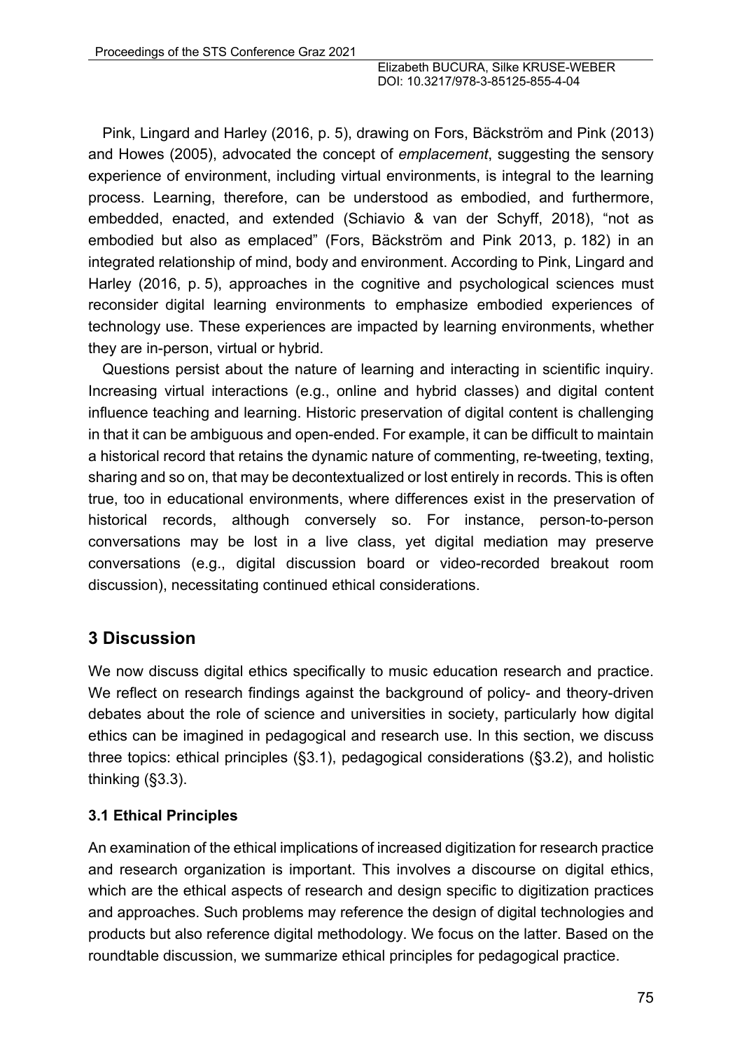Pink, Lingard and Harley (2016, p. 5), drawing on Fors, Bäckström and Pink (2013) and Howes (2005), advocated the concept of *emplacement*, suggesting the sensory experience of environment, including virtual environments, is integral to the learning process. Learning, therefore, can be understood as embodied, and furthermore, embedded, enacted, and extended (Schiavio & van der Schyff, 2018), "not as embodied but also as emplaced" (Fors, Bäckström and Pink 2013, p. 182) in an integrated relationship of mind, body and environment. According to Pink, Lingard and Harley (2016, p. 5), approaches in the cognitive and psychological sciences must reconsider digital learning environments to emphasize embodied experiences of technology use. These experiences are impacted by learning environments, whether they are in-person, virtual or hybrid.

Questions persist about the nature of learning and interacting in scientific inquiry. Increasing virtual interactions (e.g., online and hybrid classes) and digital content influence teaching and learning. Historic preservation of digital content is challenging in that it can be ambiguous and open-ended. For example, it can be difficult to maintain a historical record that retains the dynamic nature of commenting, re-tweeting, texting, sharing and so on, that may be decontextualized or lost entirely in records. This is often true, too in educational environments, where differences exist in the preservation of historical records, although conversely so. For instance, person-to-person conversations may be lost in a live class, yet digital mediation may preserve conversations (e.g., digital discussion board or video-recorded breakout room discussion), necessitating continued ethical considerations.

## 3 Discussion

We now discuss digital ethics specifically to music education research and practice. We reflect on research findings against the background of policy- and theory-driven debates about the role of science and universities in society, particularly how digital ethics can be imagined in pedagogical and research use. In this section, we discuss three topics: ethical principles (§3.1), pedagogical considerations (§3.2), and holistic thinking (§3.3).

### 3.1 Ethical Principles

An examination of the ethical implications of increased digitization for research practice and research organization is important. This involves a discourse on digital ethics, which are the ethical aspects of research and design specific to digitization practices and approaches. Such problems may reference the design of digital technologies and products but also reference digital methodology. We focus on the latter. Based on the roundtable discussion, we summarize ethical principles for pedagogical practice.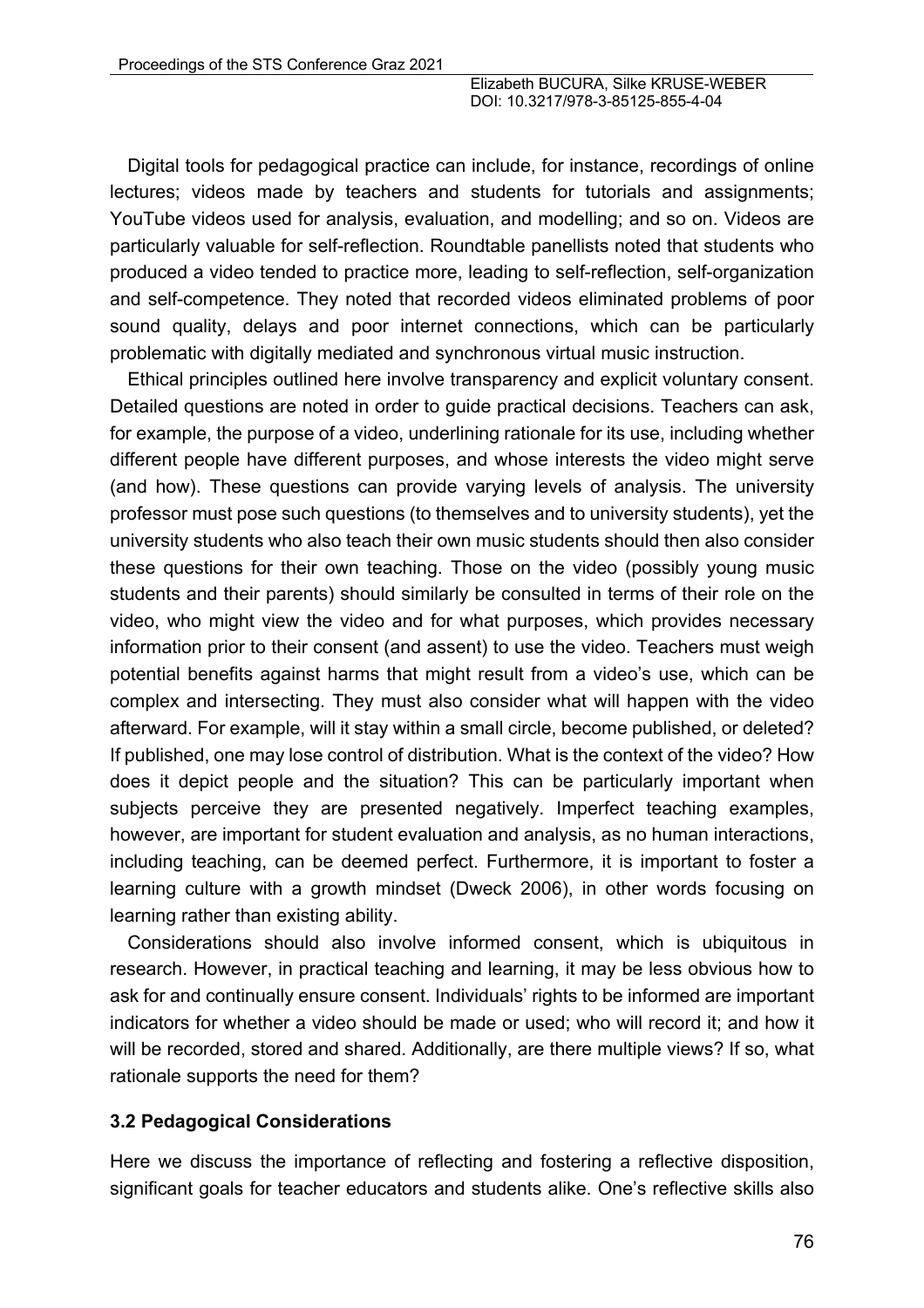Digital tools for pedagogical practice can include, for instance, recordings of online lectures; videos made by teachers and students for tutorials and assignments; YouTube videos used for analysis, evaluation, and modelling; and so on. Videos are particularly valuable for self-reflection. Roundtable panellists noted that students who produced a video tended to practice more, leading to self-reflection, self-organization and self-competence. They noted that recorded videos eliminated problems of poor sound quality, delays and poor internet connections, which can be particularly problematic with digitally mediated and synchronous virtual music instruction.

Ethical principles outlined here involve transparency and explicit voluntary consent. Detailed questions are noted in order to guide practical decisions. Teachers can ask, for example, the purpose of a video, underlining rationale for its use, including whether different people have different purposes, and whose interests the video might serve (and how). These questions can provide varying levels of analysis. The university professor must pose such questions (to themselves and to university students), yet the university students who also teach their own music students should then also consider these questions for their own teaching. Those on the video (possibly young music students and their parents) should similarly be consulted in terms of their role on the video, who might view the video and for what purposes, which provides necessary information prior to their consent (and assent) to use the video. Teachers must weigh potential benefits against harms that might result from a video's use, which can be complex and intersecting. They must also consider what will happen with the video afterward. For example, will it stay within a small circle, become published, or deleted? If published, one may lose control of distribution. What is the context of the video? How does it depict people and the situation? This can be particularly important when subjects perceive they are presented negatively. Imperfect teaching examples, however, are important for student evaluation and analysis, as no human interactions, including teaching, can be deemed perfect. Furthermore, it is important to foster a learning culture with a growth mindset (Dweck 2006), in other words focusing on learning rather than existing ability.

Considerations should also involve informed consent, which is ubiquitous in research. However, in practical teaching and learning, it may be less obvious how to ask for and continually ensure consent. Individuals' rights to be informed are important indicators for whether a video should be made or used; who will record it; and how it will be recorded, stored and shared. Additionally, are there multiple views? If so, what rationale supports the need for them?

### 3.2 Pedagogical Considerations

Here we discuss the importance of reflecting and fostering a reflective disposition, significant goals for teacher educators and students alike. One's reflective skills also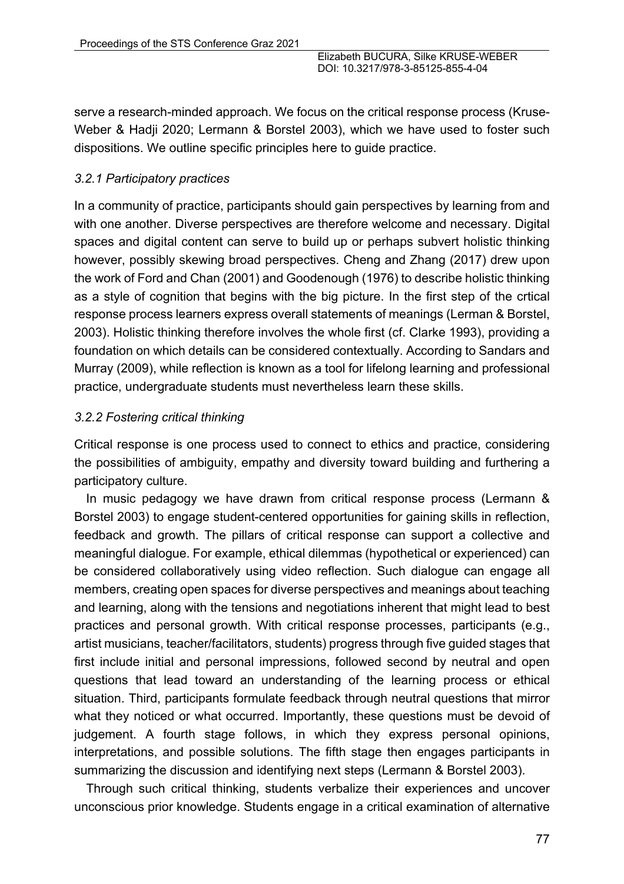serve a research-minded approach. We focus on the critical response process (Kruse-Weber & Hadji 2020; Lermann & Borstel 2003), which we have used to foster such dispositions. We outline specific principles here to guide practice.

### *3.2.1 Participatory practices*

In a community of practice, participants should gain perspectives by learning from and with one another. Diverse perspectives are therefore welcome and necessary. Digital spaces and digital content can serve to build up or perhaps subvert holistic thinking however, possibly skewing broad perspectives. Cheng and Zhang (2017) drew upon the work of Ford and Chan (2001) and Goodenough (1976) to describe holistic thinking as a style of cognition that begins with the big picture. In the first step of the crtical response process learners express overall statements of meanings (Lerman & Borstel, 2003). Holistic thinking therefore involves the whole first (cf. Clarke 1993), providing a foundation on which details can be considered contextually. According to Sandars and Murray (2009), while reflection is known as a tool for lifelong learning and professional practice, undergraduate students must nevertheless learn these skills.

### *3.2.2 Fostering critical thinking*

Critical response is one process used to connect to ethics and practice, considering the possibilities of ambiguity, empathy and diversity toward building and furthering a participatory culture.

In music pedagogy we have drawn from critical response process (Lermann & Borstel 2003) to engage student-centered opportunities for gaining skills in reflection, feedback and growth. The pillars of critical response can support a collective and meaningful dialogue. For example, ethical dilemmas (hypothetical or experienced) can be considered collaboratively using video reflection. Such dialogue can engage all members, creating open spaces for diverse perspectives and meanings about teaching and learning, along with the tensions and negotiations inherent that might lead to best practices and personal growth. With critical response processes, participants (e.g., artist musicians, teacher/facilitators, students) progress through five guided stages that first include initial and personal impressions, followed second by neutral and open questions that lead toward an understanding of the learning process or ethical situation. Third, participants formulate feedback through neutral questions that mirror what they noticed or what occurred. Importantly, these questions must be devoid of judgement. A fourth stage follows, in which they express personal opinions, interpretations, and possible solutions. The fifth stage then engages participants in summarizing the discussion and identifying next steps (Lermann & Borstel 2003).

Through such critical thinking, students verbalize their experiences and uncover unconscious prior knowledge. Students engage in a critical examination of alternative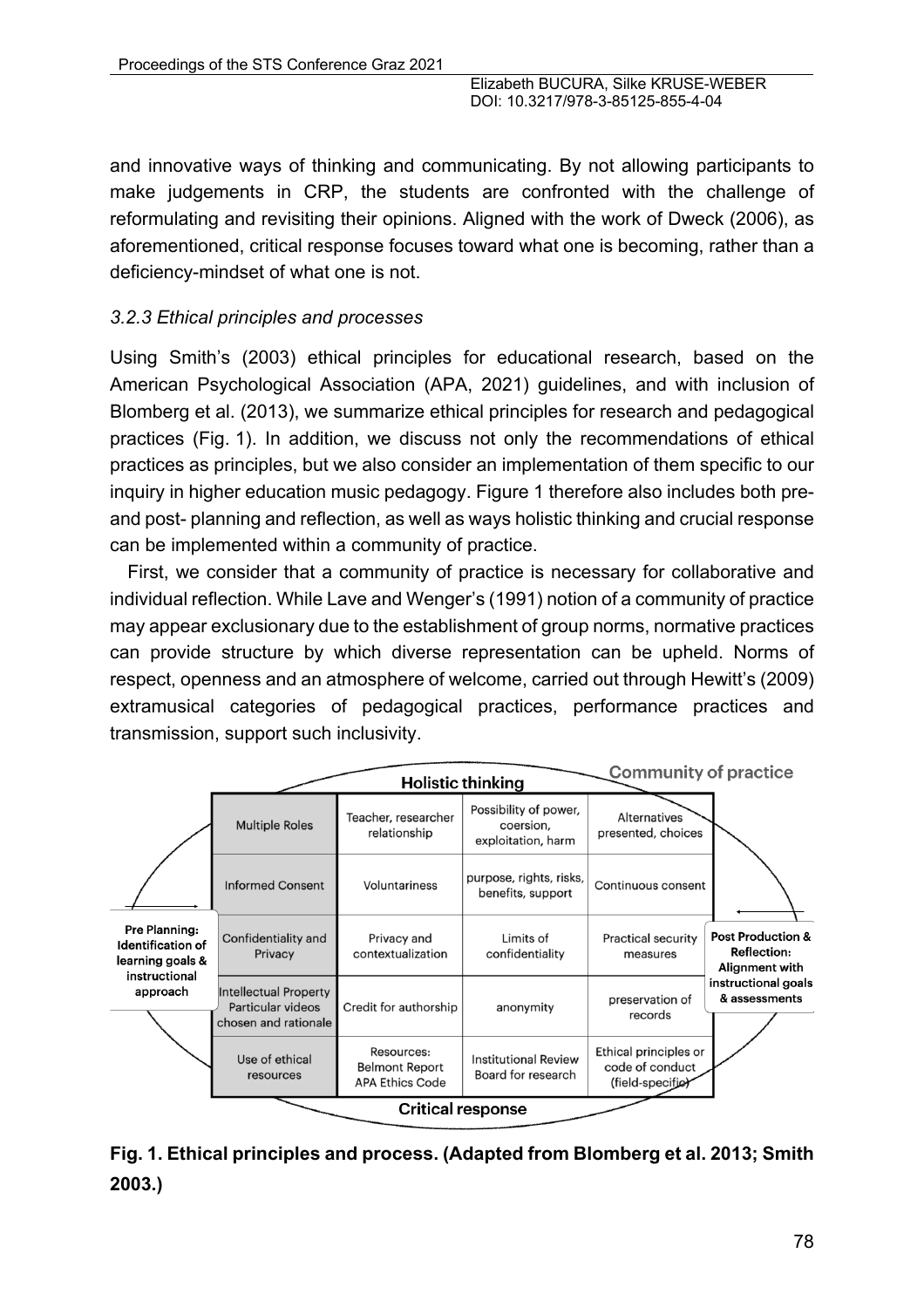and innovative ways of thinking and communicating. By not allowing participants to make judgements in CRP, the students are confronted with the challenge of reformulating and revisiting their opinions. Aligned with the work of Dweck (2006), as aforementioned, critical response focuses toward what one is becoming, rather than a deficiency-mindset of what one is not.

### *3.2.3 Ethical principles and processes*

Using Smith's (2003) ethical principles for educational research, based on the American Psychological Association (APA, 2021) guidelines, and with inclusion of Blomberg et al. (2013), we summarize ethical principles for research and pedagogical practices (Fig. 1). In addition, we discuss not only the recommendations of ethical practices as principles, but we also consider an implementation of them specific to our inquiry in higher education music pedagogy. Figure 1 therefore also includes both pre- and post- planning and reflection, as well as ways holistic thinking and crucial response can be implemented within a community of practice.

First, we consider that a community of practice is necessary for collaborative and individual reflection. While Lave and Wenger's (1991) notion of a community of practice may appear exclusionary due to the establishment of group norms, normative practices can provide structure by which diverse representation can be upheld. Norms of respect, openness and an atmosphere of welcome, carried out through Hewitt's (2009) extramusical categories of pedagogical practices, performance practices and transmission, support such inclusivity.

Community of practice

Holistic thinking

Pre Planning: Identification of learning goals & instructional approach

| | | | |
|---|---|---|---|
| Multiple Roles | Teacher, researcher relationship | Possibility of power, coersion, exploitation, harm | Alternatives presented, choices |
| Informed Consent | Voluntariness | purpose, rights, risks, benefits, support | Continuous consent |
| Confidentiality and Privacy | Privacy and contextualization | Limits of confidentiality | Practical security measures |
| Intellectual Property Particular videos chosen and rationale | Credit for authorship | anonymity | preservation of records |
| Use of ethical resources | Resources: Belmont Report APA Ethics Code | Institutional Review Board for research | Ethical principles or code of conduct (field-specific) |

Post Production & Reflection: Alignment with instructional goals & assessments

Critical response

**Fig. 1. Ethical principles and process. (Adapted from Blomberg et al. 2013; Smith 2003.)**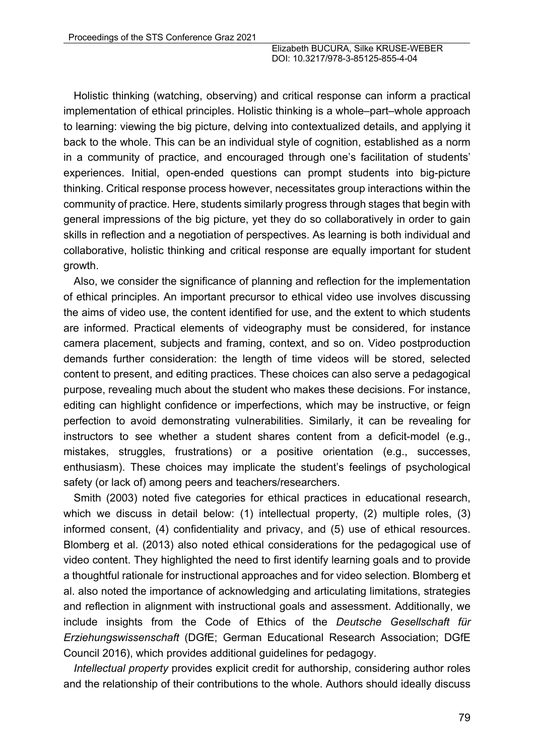Holistic thinking (watching, observing) and critical response can inform a practical implementation of ethical principles. Holistic thinking is a whole–part–whole approach to learning: viewing the big picture, delving into contextualized details, and applying it back to the whole. This can be an individual style of cognition, established as a norm in a community of practice, and encouraged through one's facilitation of students' experiences. Initial, open-ended questions can prompt students into big-picture thinking. Critical response process however, necessitates group interactions within the community of practice. Here, students similarly progress through stages that begin with general impressions of the big picture, yet they do so collaboratively in order to gain skills in reflection and a negotiation of perspectives. As learning is both individual and collaborative, holistic thinking and critical response are equally important for student growth.

Also, we consider the significance of planning and reflection for the implementation of ethical principles. An important precursor to ethical video use involves discussing the aims of video use, the content identified for use, and the extent to which students are informed. Practical elements of videography must be considered, for instance camera placement, subjects and framing, context, and so on. Video postproduction demands further consideration: the length of time videos will be stored, selected content to present, and editing practices. These choices can also serve a pedagogical purpose, revealing much about the student who makes these decisions. For instance, editing can highlight confidence or imperfections, which may be instructive, or feign perfection to avoid demonstrating vulnerabilities. Similarly, it can be revealing for instructors to see whether a student shares content from a deficit-model (e.g., mistakes, struggles, frustrations) or a positive orientation (e.g., successes, enthusiasm). These choices may implicate the student's feelings of psychological safety (or lack of) among peers and teachers/researchers.

Smith (2003) noted five categories for ethical practices in educational research, which we discuss in detail below: (1) intellectual property, (2) multiple roles, (3) informed consent, (4) confidentiality and privacy, and (5) use of ethical resources. Blomberg et al. (2013) also noted ethical considerations for the pedagogical use of video content. They highlighted the need to first identify learning goals and to provide a thoughtful rationale for instructional approaches and for video selection. Blomberg et al. also noted the importance of acknowledging and articulating limitations, strategies and reflection in alignment with instructional goals and assessment. Additionally, we include insights from the Code of Ethics of the *Deutsche Gesellschaft für Erziehungswissenschaft* (DGfE; German Educational Research Association; DGfE Council 2016), which provides additional guidelines for pedagogy.

*Intellectual property* provides explicit credit for authorship, considering author roles and the relationship of their contributions to the whole. Authors should ideally discuss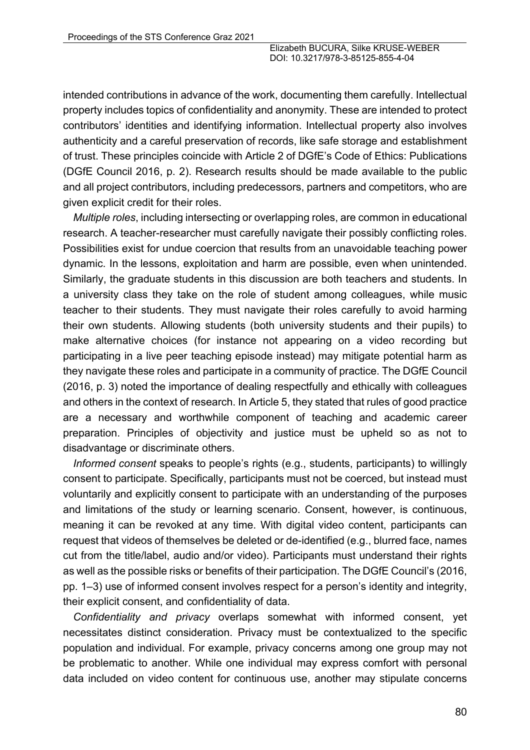intended contributions in advance of the work, documenting them carefully. Intellectual property includes topics of confidentiality and anonymity. These are intended to protect contributors' identities and identifying information. Intellectual property also involves authenticity and a careful preservation of records, like safe storage and establishment of trust. These principles coincide with Article 2 of DGfE's Code of Ethics: Publications (DGfE Council 2016, p. 2). Research results should be made available to the public and all project contributors, including predecessors, partners and competitors, who are given explicit credit for their roles.

*Multiple roles*, including intersecting or overlapping roles, are common in educational research. A teacher-researcher must carefully navigate their possibly conflicting roles. Possibilities exist for undue coercion that results from an unavoidable teaching power dynamic. In the lessons, exploitation and harm are possible, even when unintended. Similarly, the graduate students in this discussion are both teachers and students. In a university class they take on the role of student among colleagues, while music teacher to their students. They must navigate their roles carefully to avoid harming their own students. Allowing students (both university students and their pupils) to make alternative choices (for instance not appearing on a video recording but participating in a live peer teaching episode instead) may mitigate potential harm as they navigate these roles and participate in a community of practice. The DGfE Council (2016, p. 3) noted the importance of dealing respectfully and ethically with colleagues and others in the context of research. In Article 5, they stated that rules of good practice are a necessary and worthwhile component of teaching and academic career preparation. Principles of objectivity and justice must be upheld so as not to disadvantage or discriminate others.

*Informed consent* speaks to people's rights (e.g., students, participants) to willingly consent to participate. Specifically, participants must not be coerced, but instead must voluntarily and explicitly consent to participate with an understanding of the purposes and limitations of the study or learning scenario. Consent, however, is continuous, meaning it can be revoked at any time. With digital video content, participants can request that videos of themselves be deleted or de-identified (e.g., blurred face, names cut from the title/label, audio and/or video). Participants must understand their rights as well as the possible risks or benefits of their participation. The DGfE Council's (2016, pp. 1–3) use of informed consent involves respect for a person's identity and integrity, their explicit consent, and confidentiality of data.

*Confidentiality and privacy* overlaps somewhat with informed consent, yet necessitates distinct consideration. Privacy must be contextualized to the specific population and individual. For example, privacy concerns among one group may not be problematic to another. While one individual may express comfort with personal data included on video content for continuous use, another may stipulate concerns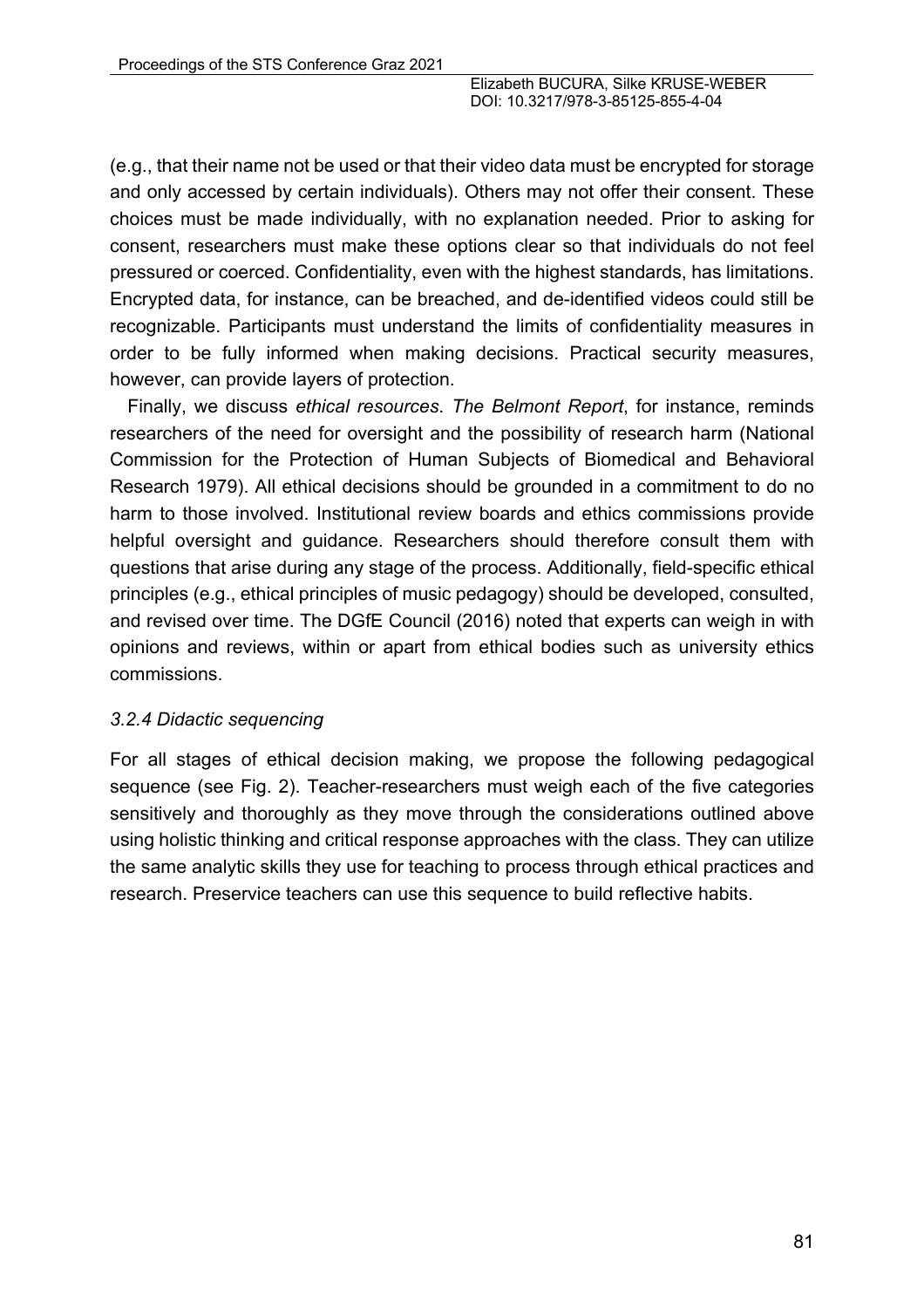(e.g., that their name not be used or that their video data must be encrypted for storage and only accessed by certain individuals). Others may not offer their consent. These choices must be made individually, with no explanation needed. Prior to asking for consent, researchers must make these options clear so that individuals do not feel pressured or coerced. Confidentiality, even with the highest standards, has limitations. Encrypted data, for instance, can be breached, and de-identified videos could still be recognizable. Participants must understand the limits of confidentiality measures in order to be fully informed when making decisions. Practical security measures, however, can provide layers of protection.

Finally, we discuss *ethical resources*. *The Belmont Report*, for instance, reminds researchers of the need for oversight and the possibility of research harm (National Commission for the Protection of Human Subjects of Biomedical and Behavioral Research 1979). All ethical decisions should be grounded in a commitment to do no harm to those involved. Institutional review boards and ethics commissions provide helpful oversight and guidance. Researchers should therefore consult them with questions that arise during any stage of the process. Additionally, field-specific ethical principles (e.g., ethical principles of music pedagogy) should be developed, consulted, and revised over time. The DGfE Council (2016) noted that experts can weigh in with opinions and reviews, within or apart from ethical bodies such as university ethics commissions.

### *3.2.4 Didactic sequencing*

For all stages of ethical decision making, we propose the following pedagogical sequence (see Fig. 2). Teacher-researchers must weigh each of the five categories sensitively and thoroughly as they move through the considerations outlined above using holistic thinking and critical response approaches with the class. They can utilize the same analytic skills they use for teaching to process through ethical practices and research. Preservice teachers can use this sequence to build reflective habits.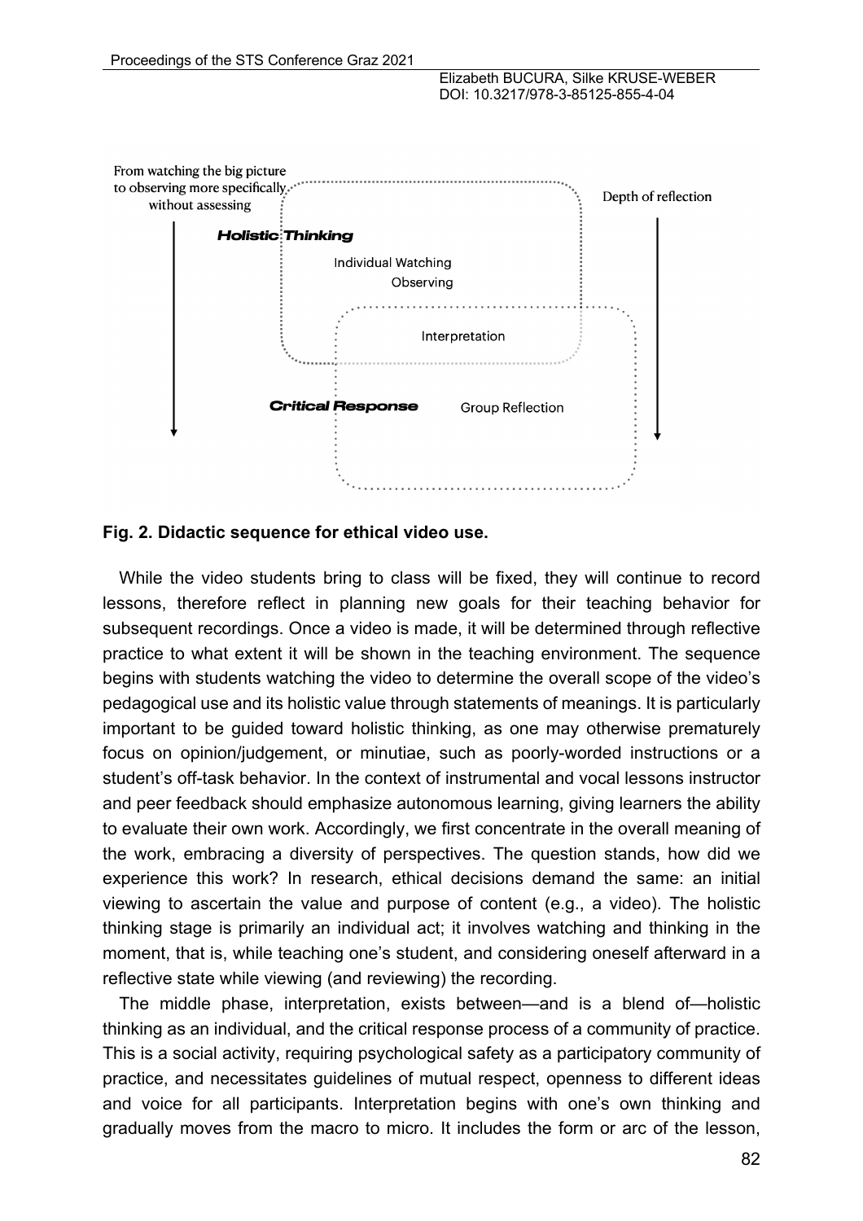From watching the big picture to observing more specifically without assessing

Depth of reflection

***Holistic Thinking***

Individual Watching

Observing

Interpretation

***Critical Response***

Group Reflection

**Fig. 2. Didactic sequence for ethical video use.**

While the video students bring to class will be fixed, they will continue to record lessons, therefore reflect in planning new goals for their teaching behavior for subsequent recordings. Once a video is made, it will be determined through reflective practice to what extent it will be shown in the teaching environment. The sequence begins with students watching the video to determine the overall scope of the video's pedagogical use and its holistic value through statements of meanings. It is particularly important to be guided toward holistic thinking, as one may otherwise prematurely focus on opinion/judgement, or minutiae, such as poorly-worded instructions or a student's off-task behavior. In the context of instrumental and vocal lessons instructor and peer feedback should emphasize autonomous learning, giving learners the ability to evaluate their own work. Accordingly, we first concentrate in the overall meaning of the work, embracing a diversity of perspectives. The question stands, how did we experience this work? In research, ethical decisions demand the same: an initial viewing to ascertain the value and purpose of content (e.g., a video). The holistic thinking stage is primarily an individual act; it involves watching and thinking in the moment, that is, while teaching one's student, and considering oneself afterward in a reflective state while viewing (and reviewing) the recording.

The middle phase, interpretation, exists between—and is a blend of—holistic thinking as an individual, and the critical response process of a community of practice. This is a social activity, requiring psychological safety as a participatory community of practice, and necessitates guidelines of mutual respect, openness to different ideas and voice for all participants. Interpretation begins with one's own thinking and gradually moves from the macro to micro. It includes the form or arc of the lesson,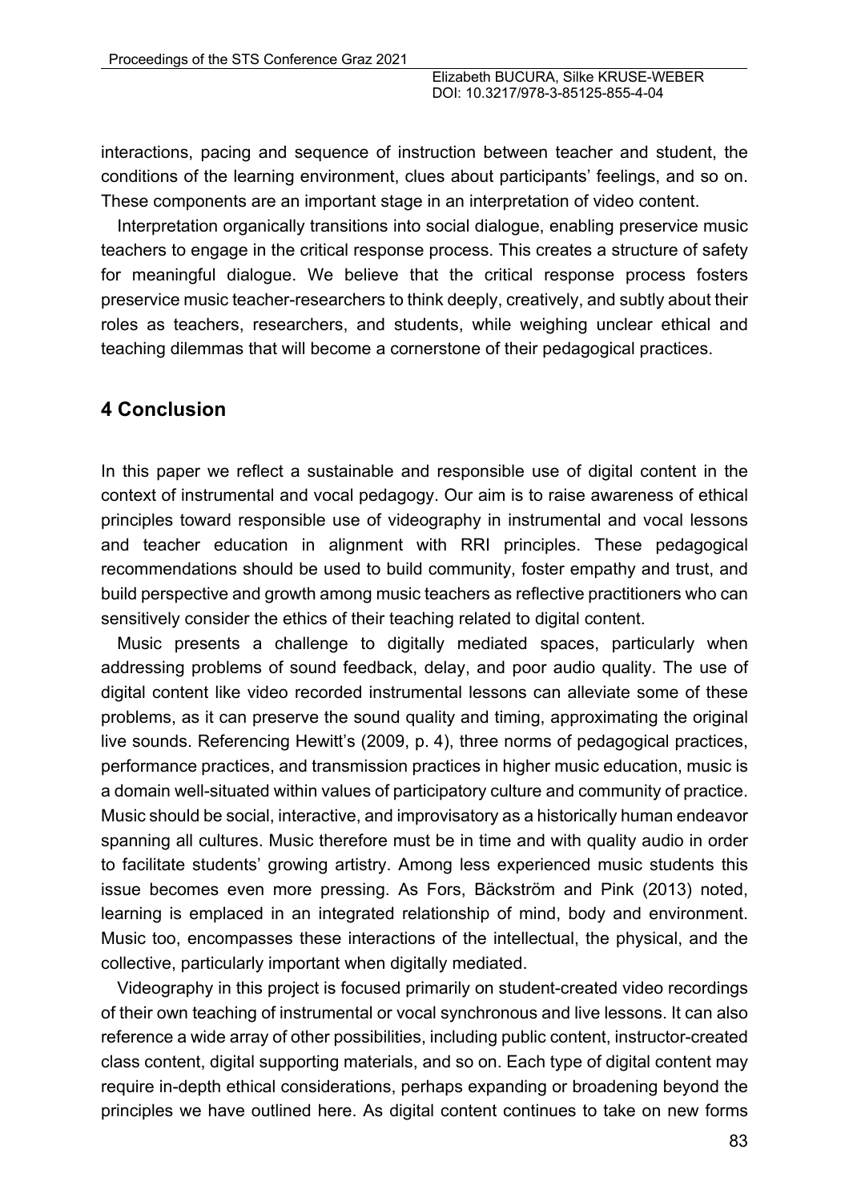interactions, pacing and sequence of instruction between teacher and student, the conditions of the learning environment, clues about participants' feelings, and so on. These components are an important stage in an interpretation of video content.

Interpretation organically transitions into social dialogue, enabling preservice music teachers to engage in the critical response process. This creates a structure of safety for meaningful dialogue. We believe that the critical response process fosters preservice music teacher-researchers to think deeply, creatively, and subtly about their roles as teachers, researchers, and students, while weighing unclear ethical and teaching dilemmas that will become a cornerstone of their pedagogical practices.

## 4 Conclusion

In this paper we reflect a sustainable and responsible use of digital content in the context of instrumental and vocal pedagogy. Our aim is to raise awareness of ethical principles toward responsible use of videography in instrumental and vocal lessons and teacher education in alignment with RRI principles. These pedagogical recommendations should be used to build community, foster empathy and trust, and build perspective and growth among music teachers as reflective practitioners who can sensitively consider the ethics of their teaching related to digital content.

Music presents a challenge to digitally mediated spaces, particularly when addressing problems of sound feedback, delay, and poor audio quality. The use of digital content like video recorded instrumental lessons can alleviate some of these problems, as it can preserve the sound quality and timing, approximating the original live sounds. Referencing Hewitt's (2009, p. 4), three norms of pedagogical practices, performance practices, and transmission practices in higher music education, music is a domain well-situated within values of participatory culture and community of practice. Music should be social, interactive, and improvisatory as a historically human endeavor spanning all cultures. Music therefore must be in time and with quality audio in order to facilitate students' growing artistry. Among less experienced music students this issue becomes even more pressing. As Fors, Bäckström and Pink (2013) noted, learning is emplaced in an integrated relationship of mind, body and environment. Music too, encompasses these interactions of the intellectual, the physical, and the collective, particularly important when digitally mediated.

Videography in this project is focused primarily on student-created video recordings of their own teaching of instrumental or vocal synchronous and live lessons. It can also reference a wide array of other possibilities, including public content, instructor-created class content, digital supporting materials, and so on. Each type of digital content may require in-depth ethical considerations, perhaps expanding or broadening beyond the principles we have outlined here. As digital content continues to take on new forms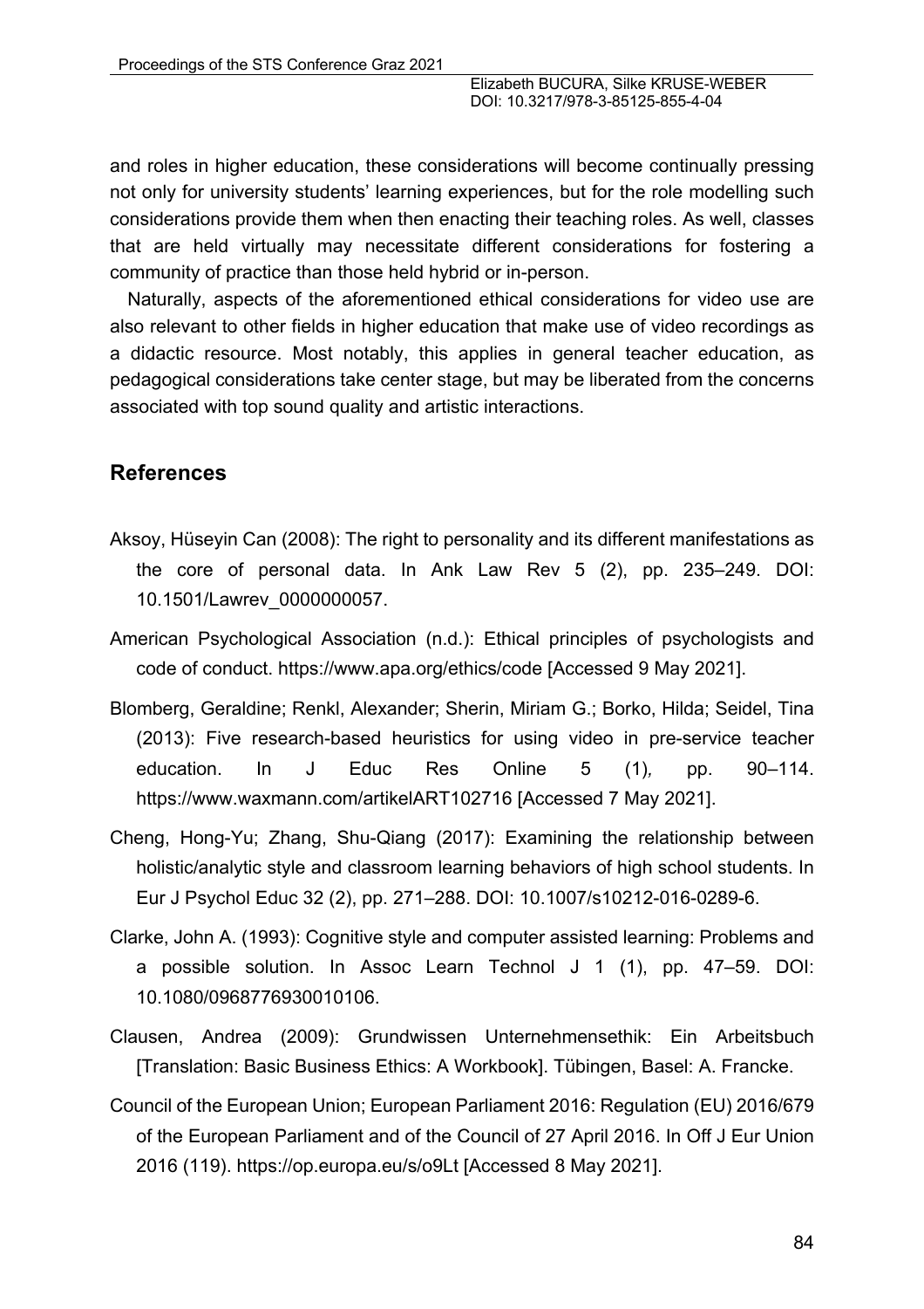and roles in higher education, these considerations will become continually pressing not only for university students' learning experiences, but for the role modelling such considerations provide them when then enacting their teaching roles. As well, classes that are held virtually may necessitate different considerations for fostering a community of practice than those held hybrid or in-person.

Naturally, aspects of the aforementioned ethical considerations for video use are also relevant to other fields in higher education that make use of video recordings as a didactic resource. Most notably, this applies in general teacher education, as pedagogical considerations take center stage, but may be liberated from the concerns associated with top sound quality and artistic interactions.

## References

Aksoy, Hüseyin Can (2008): The right to personality and its different manifestations as the core of personal data. In Ank Law Rev 5 (2), pp. 235–249. DOI: 10.1501/Lawrev_0000000057.

American Psychological Association (n.d.): Ethical principles of psychologists and code of conduct. https://www.apa.org/ethics/code [Accessed 9 May 2021].

Blomberg, Geraldine; Renkl, Alexander; Sherin, Miriam G.; Borko, Hilda; Seidel, Tina (2013): Five research-based heuristics for using video in pre-service teacher education. In J Educ Res Online 5 (1), pp. 90–114. https://www.waxmann.com/artikelART102716 [Accessed 7 May 2021].

Cheng, Hong-Yu; Zhang, Shu-Qiang (2017): Examining the relationship between holistic/analytic style and classroom learning behaviors of high school students. In Eur J Psychol Educ 32 (2), pp. 271–288. DOI: 10.1007/s10212-016-0289-6.

Clarke, John A. (1993): Cognitive style and computer assisted learning: Problems and a possible solution. In Assoc Learn Technol J 1 (1), pp. 47–59. DOI: 10.1080/0968776930010106.

Clausen, Andrea (2009): Grundwissen Unternehmensethik: Ein Arbeitsbuch [Translation: Basic Business Ethics: A Workbook]. Tübingen, Basel: A. Francke.

Council of the European Union; European Parliament 2016: Regulation (EU) 2016/679 of the European Parliament and of the Council of 27 April 2016. In Off J Eur Union 2016 (119). https://op.europa.eu/s/o9Lt [Accessed 8 May 2021].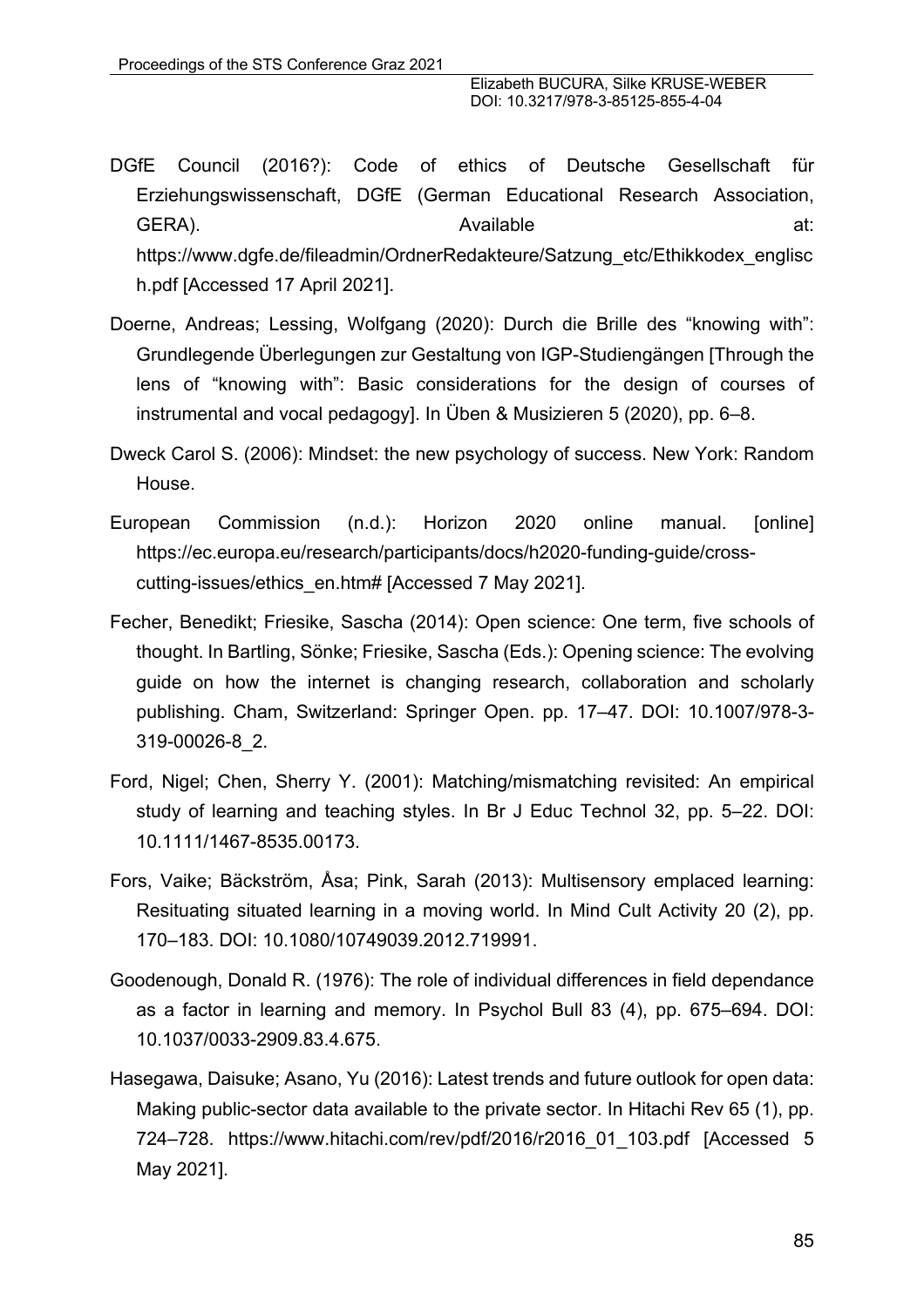DGfE Council (2016?): Code of ethics of Deutsche Gesellschaft für Erziehungswissenschaft, DGfE (German Educational Research Association, GERA). Available at: https://www.dgfe.de/fileadmin/OrdnerRedakteure/Satzung_etc/Ethikkodex_englisch.pdf [Accessed 17 April 2021].

Doerne, Andreas; Lessing, Wolfgang (2020): Durch die Brille des "knowing with": Grundlegende Überlegungen zur Gestaltung von IGP-Studiengängen [Through the lens of "knowing with": Basic considerations for the design of courses of instrumental and vocal pedagogy]. In Üben & Musizieren 5 (2020), pp. 6–8.

Dweck Carol S. (2006): Mindset: the new psychology of success. New York: Random House.

European Commission (n.d.): Horizon 2020 online manual. [online] https://ec.europa.eu/research/participants/docs/h2020-funding-guide/cross-cutting-issues/ethics_en.htm# [Accessed 7 May 2021].

Fecher, Benedikt; Friesike, Sascha (2014): Open science: One term, five schools of thought. In Bartling, Sönke; Friesike, Sascha (Eds.): Opening science: The evolving guide on how the internet is changing research, collaboration and scholarly publishing. Cham, Switzerland: Springer Open. pp. 17–47. DOI: 10.1007/978-3-319-00026-8_2.

Ford, Nigel; Chen, Sherry Y. (2001): Matching/mismatching revisited: An empirical study of learning and teaching styles. In Br J Educ Technol 32, pp. 5–22. DOI: 10.1111/1467-8535.00173.

Fors, Vaike; Bäckström, Åsa; Pink, Sarah (2013): Multisensory emplaced learning: Resituating situated learning in a moving world. In Mind Cult Activity 20 (2), pp. 170–183. DOI: 10.1080/10749039.2012.719991.

Goodenough, Donald R. (1976): The role of individual differences in field dependance as a factor in learning and memory. In Psychol Bull 83 (4), pp. 675–694. DOI: 10.1037/0033-2909.83.4.675.

Hasegawa, Daisuke; Asano, Yu (2016): Latest trends and future outlook for open data: Making public-sector data available to the private sector. In Hitachi Rev 65 (1), pp. 724–728. https://www.hitachi.com/rev/pdf/2016/r2016_01_103.pdf [Accessed 5 May 2021].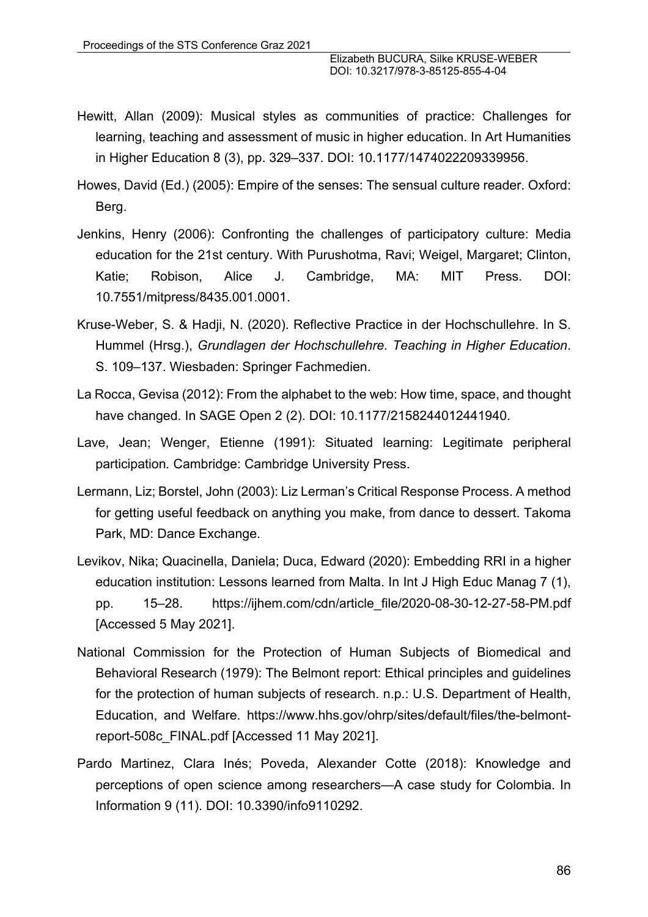Hewitt, Allan (2009): Musical styles as communities of practice: Challenges for learning, teaching and assessment of music in higher education. In Art Humanities in Higher Education 8 (3), pp. 329–337. DOI: 10.1177/1474022209339956.

Howes, David (Ed.) (2005): Empire of the senses: The sensual culture reader. Oxford: Berg.

Jenkins, Henry (2006): Confronting the challenges of participatory culture: Media education for the 21st century. With Purushotma, Ravi; Weigel, Margaret; Clinton, Katie; Robison, Alice J. Cambridge, MA: MIT Press. DOI: 10.7551/mitpress/8435.001.0001.

Kruse-Weber, S. & Hadji, N. (2020). Reflective Practice in der Hochschullehre. In S. Hummel (Hrsg.), *Grundlagen der Hochschullehre. Teaching in Higher Education*. S. 109–137. Wiesbaden: Springer Fachmedien.

La Rocca, Gevisa (2012): From the alphabet to the web: How time, space, and thought have changed. In SAGE Open 2 (2). DOI: 10.1177/2158244012441940.

Lave, Jean; Wenger, Etienne (1991): Situated learning: Legitimate peripheral participation. Cambridge: Cambridge University Press.

Lermann, Liz; Borstel, John (2003): Liz Lerman's Critical Response Process. A method for getting useful feedback on anything you make, from dance to dessert. Takoma Park, MD: Dance Exchange.

Levikov, Nika; Quacinella, Daniela; Duca, Edward (2020): Embedding RRI in a higher education institution: Lessons learned from Malta. In Int J High Educ Manag 7 (1), pp. 15–28. https://ijhem.com/cdn/article_file/2020-08-30-12-27-58-PM.pdf [Accessed 5 May 2021].

National Commission for the Protection of Human Subjects of Biomedical and Behavioral Research (1979): The Belmont report: Ethical principles and guidelines for the protection of human subjects of research. n.p.: U.S. Department of Health, Education, and Welfare. https://www.hhs.gov/ohrp/sites/default/files/the-belmont-report-508c_FINAL.pdf [Accessed 11 May 2021].

Pardo Martinez, Clara Inés; Poveda, Alexander Cotte (2018): Knowledge and perceptions of open science among researchers—A case study for Colombia. In Information 9 (11). DOI: 10.3390/info9110292.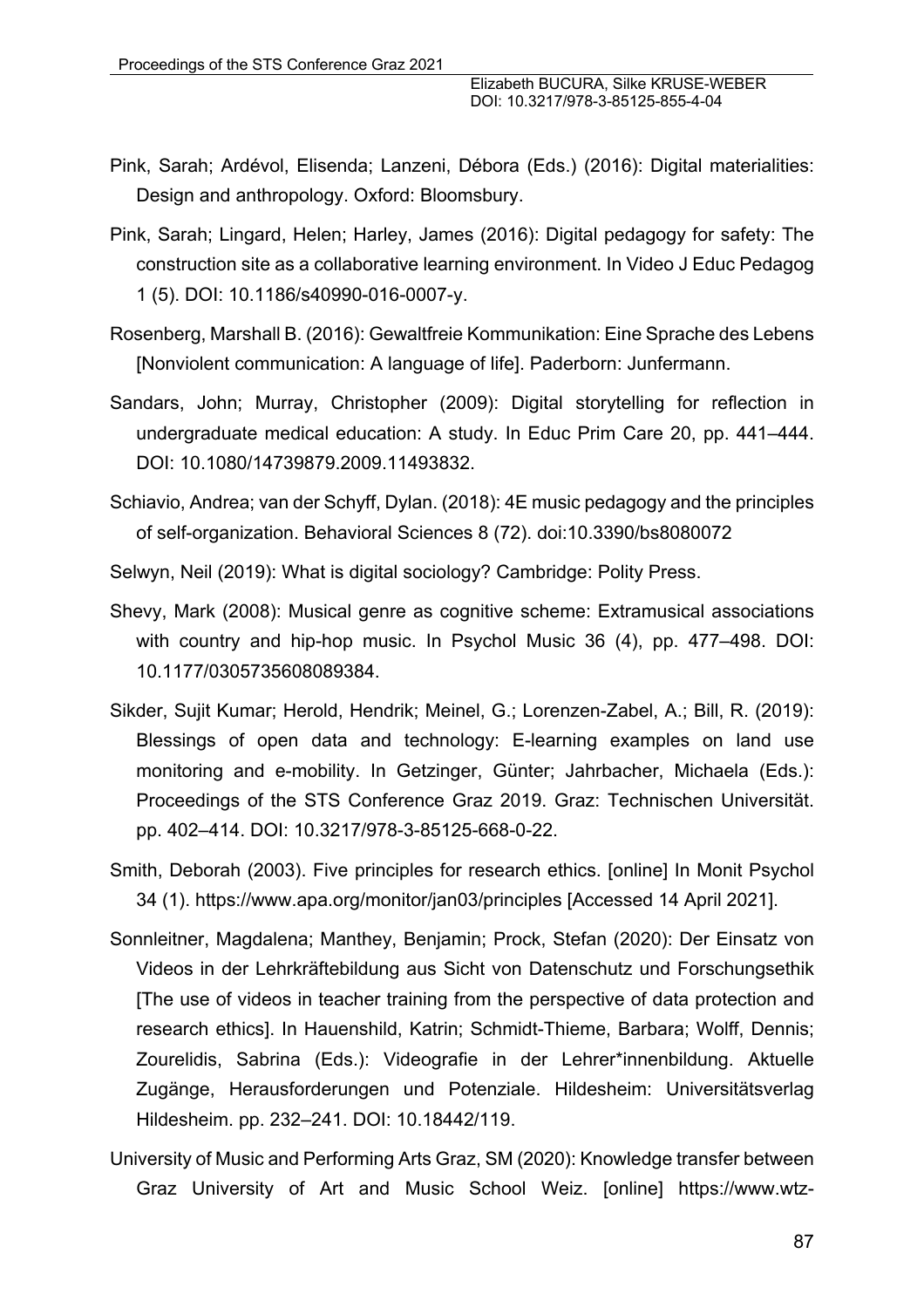Pink, Sarah; Ardévol, Elisenda; Lanzeni, Débora (Eds.) (2016): Digital materialities: Design and anthropology. Oxford: Bloomsbury.

Pink, Sarah; Lingard, Helen; Harley, James (2016): Digital pedagogy for safety: The construction site as a collaborative learning environment. In Video J Educ Pedagog 1 (5). DOI: 10.1186/s40990-016-0007-y.

Rosenberg, Marshall B. (2016): Gewaltfreie Kommunikation: Eine Sprache des Lebens [Nonviolent communication: A language of life]. Paderborn: Junfermann.

Sandars, John; Murray, Christopher (2009): Digital storytelling for reflection in undergraduate medical education: A study. In Educ Prim Care 20, pp. 441–444. DOI: 10.1080/14739879.2009.11493832.

Schiavio, Andrea; van der Schyff, Dylan. (2018): 4E music pedagogy and the principles of self-organization. Behavioral Sciences 8 (72). doi:10.3390/bs8080072

Selwyn, Neil (2019): What is digital sociology? Cambridge: Polity Press.

Shevy, Mark (2008): Musical genre as cognitive scheme: Extramusical associations with country and hip-hop music. In Psychol Music 36 (4), pp. 477–498. DOI: 10.1177/0305735608089384.

Sikder, Sujit Kumar; Herold, Hendrik; Meinel, G.; Lorenzen-Zabel, A.; Bill, R. (2019): Blessings of open data and technology: E-learning examples on land use monitoring and e-mobility. In Getzinger, Günter; Jahrbacher, Michaela (Eds.): Proceedings of the STS Conference Graz 2019. Graz: Technischen Universität. pp. 402–414. DOI: 10.3217/978-3-85125-668-0-22.

Smith, Deborah (2003). Five principles for research ethics. [online] In Monit Psychol 34 (1). https://www.apa.org/monitor/jan03/principles [Accessed 14 April 2021].

Sonnleitner, Magdalena; Manthey, Benjamin; Prock, Stefan (2020): Der Einsatz von Videos in der Lehrkräftebildung aus Sicht von Datenschutz und Forschungsethik [The use of videos in teacher training from the perspective of data protection and research ethics]. In Hauenshild, Katrin; Schmidt-Thieme, Barbara; Wolff, Dennis; Zourelidis, Sabrina (Eds.): Videografie in der Lehrer*innenbildung. Aktuelle Zugänge, Herausforderungen und Potenziale. Hildesheim: Universitätsverlag Hildesheim. pp. 232–241. DOI: 10.18442/119.

University of Music and Performing Arts Graz, SM (2020): Knowledge transfer between Graz University of Art and Music School Weiz. [online] https://www.wtz-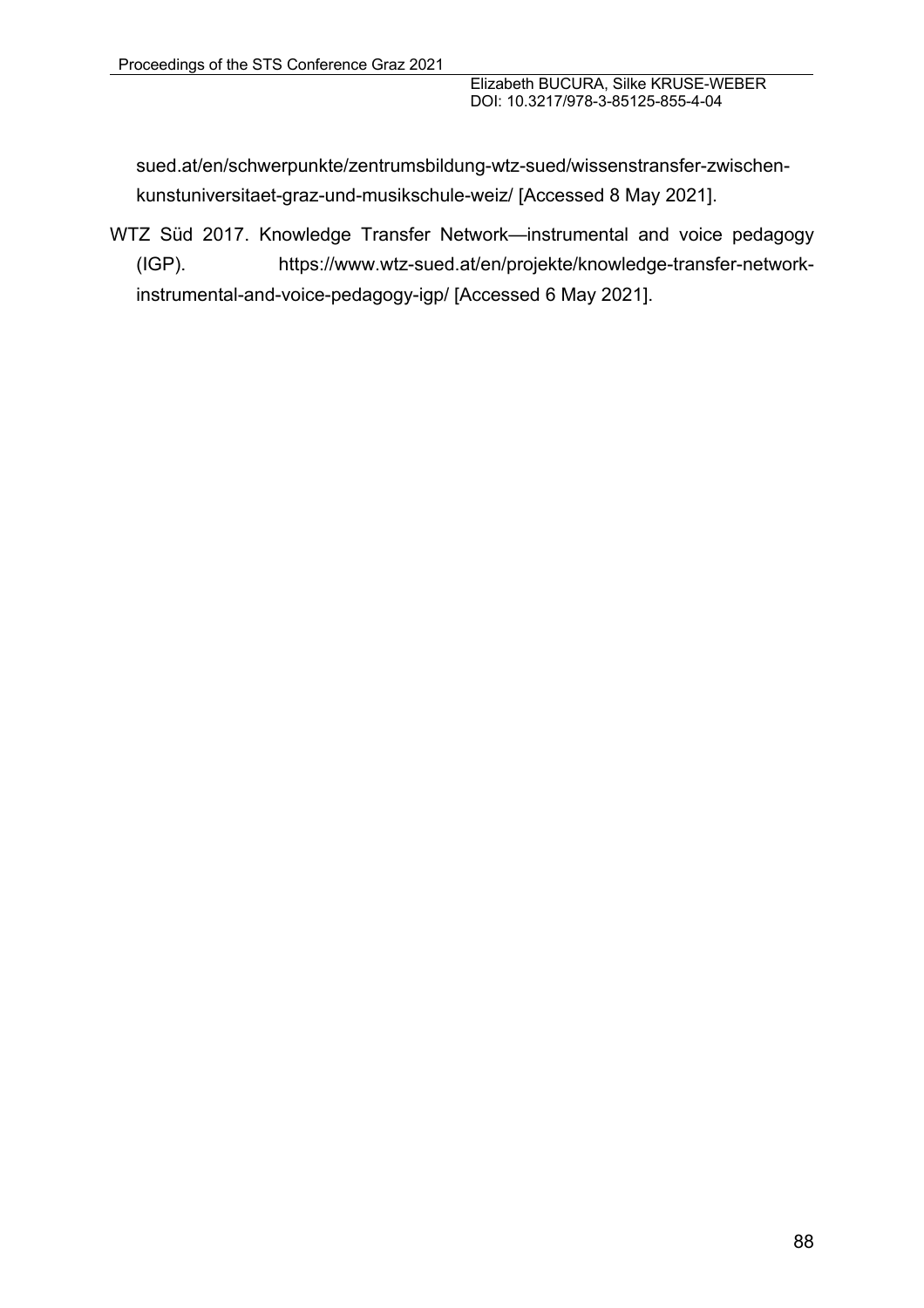sued.at/en/schwerpunkte/zentrumsbildung-wtz-sued/wissenstransfer-zwischen-kunstuniversitaet-graz-und-musikschule-weiz/ [Accessed 8 May 2021].

WTZ Süd 2017. Knowledge Transfer Network—instrumental and voice pedagogy (IGP). https://www.wtz-sued.at/en/projekte/knowledge-transfer-network-instrumental-and-voice-pedagogy-igp/ [Accessed 6 May 2021].